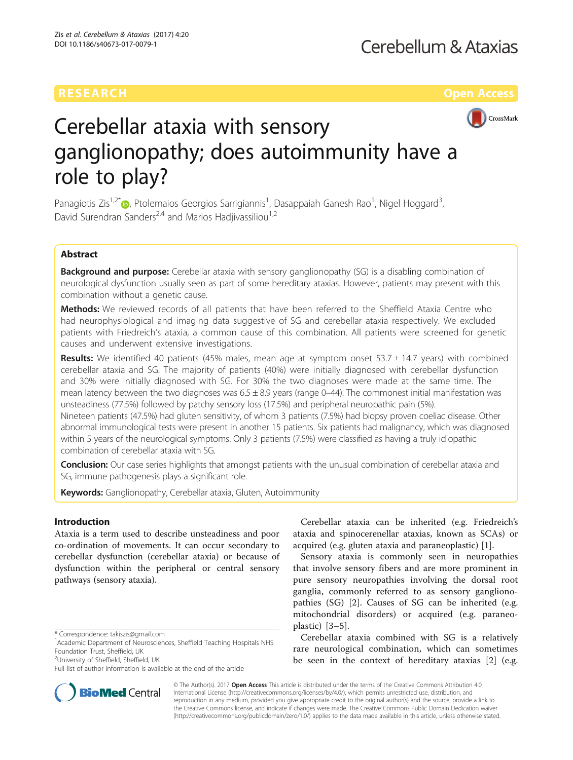RESEARCH

Open Access

# Cerebellar ataxia with sensory ganglionopathy; does autoimmunity have a role to play?

Panagiotis Zis[1,2*], Ptolemaios Georgios Sarrigiannis[1], Dasappaiah Ganesh Rao[1], Nigel Hoggard[3], David Surendran Sanders[2,4] and Marios Hadjivassiliou[1,2]

## Abstract

**Background and purpose:** Cerebellar ataxia with sensory ganglionopathy (SG) is a disabling combination of neurological dysfunction usually seen as part of some hereditary ataxias. However, patients may present with this combination without a genetic cause.

**Methods:** We reviewed records of all patients that have been referred to the Sheffield Ataxia Centre who had neurophysiological and imaging data suggestive of SG and cerebellar ataxia respectively. We excluded patients with Friedreich's ataxia, a common cause of this combination. All patients were screened for genetic causes and underwent extensive investigations.

**Results:** We identified 40 patients (45% males, mean age at symptom onset 53.7 ± 14.7 years) with combined cerebellar ataxia and SG. The majority of patients (40%) were initially diagnosed with cerebellar dysfunction and 30% were initially diagnosed with SG. For 30% the two diagnoses were made at the same time. The mean latency between the two diagnoses was 6.5 ± 8.9 years (range 0–44). The commonest initial manifestation was unsteadiness (77.5%) followed by patchy sensory loss (17.5%) and peripheral neuropathic pain (5%). Nineteen patients (47.5%) had gluten sensitivity, of whom 3 patients (7.5%) had biopsy proven coeliac disease. Other abnormal immunological tests were present in another 15 patients. Six patients had malignancy, which was diagnosed within 5 years of the neurological symptoms. Only 3 patients (7.5%) were classified as having a truly idiopathic combination of cerebellar ataxia with SG.

**Conclusion:** Our case series highlights that amongst patients with the unusual combination of cerebellar ataxia and SG, immune pathogenesis plays a significant role.

**Keywords:** Ganglionopathy, Cerebellar ataxia, Gluten, Autoimmunity

## Introduction

Ataxia is a term used to describe unsteadiness and poor co-ordination of movements. It can occur secondary to cerebellar dysfunction (cerebellar ataxia) or because of dysfunction within the peripheral or central sensory pathways (sensory ataxia).

Cerebellar ataxia can be inherited (e.g. Friedreich's ataxia and spinocerenellar ataxias, known as SCAs) or acquired (e.g. gluten ataxia and paraneoplastic) [1].

Sensory ataxia is commonly seen in neuropathies that involve sensory fibers and are more prominent in pure sensory neuropathies involving the dorsal root ganglia, commonly referred to as sensory ganglionopathies (SG) [2]. Causes of SG can be inherited (e.g. mitochondrial disorders) or acquired (e.g. paraneoplastic) [3–5].

Cerebellar ataxia combined with SG is a relatively rare neurological combination, which can sometimes be seen in the context of hereditary ataxias [2] (e.g.

* Correspondence: takiszis@gmail.com
[1]Academic Department of Neurosciences, Sheffield Teaching Hospitals NHS Foundation Trust, Sheffield, UK
[2]University of Sheffield, Sheffield, UK
Full list of author information is available at the end of the article

© The Author(s). 2017 **Open Access** This article is distributed under the terms of the Creative Commons Attribution 4.0 International License (http://creativecommons.org/licenses/by/4.0/), which permits unrestricted use, distribution, and reproduction in any medium, provided you give appropriate credit to the original author(s) and the source, provide a link to the Creative Commons license, and indicate if changes were made. The Creative Commons Public Domain Dedication waiver (http://creativecommons.org/publicdomain/zero/1.0/) applies to the data made available in this article, unless otherwise stated.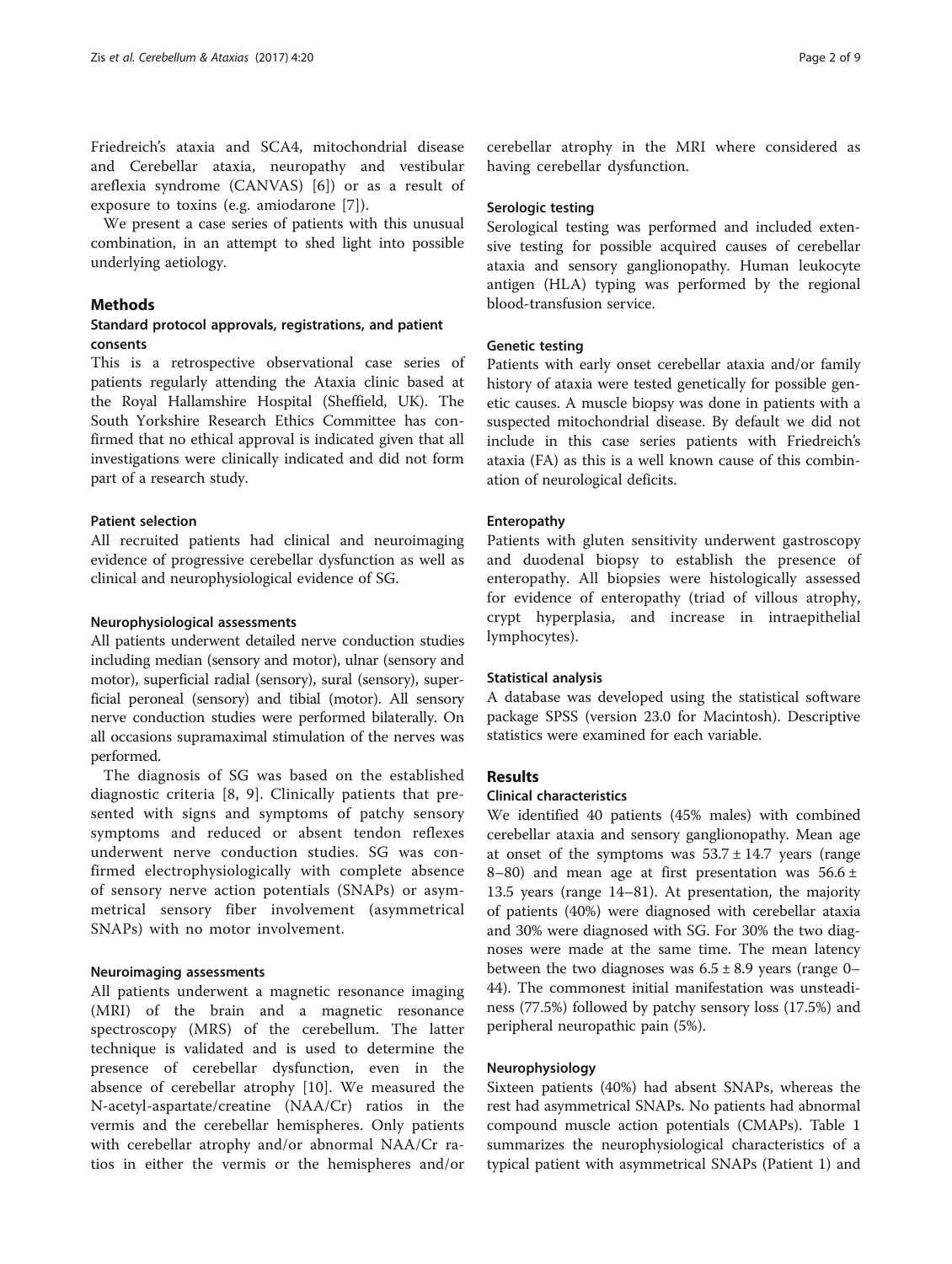Friedreich's ataxia and SCA4, mitochondrial disease and Cerebellar ataxia, neuropathy and vestibular areflexia syndrome (CANVAS) [6]) or as a result of exposure to toxins (e.g. amiodarone [7]).

We present a case series of patients with this unusual combination, in an attempt to shed light into possible underlying aetiology.

## Methods

### Standard protocol approvals, registrations, and patient consents

This is a retrospective observational case series of patients regularly attending the Ataxia clinic based at the Royal Hallamshire Hospital (Sheffield, UK). The South Yorkshire Research Ethics Committee has confirmed that no ethical approval is indicated given that all investigations were clinically indicated and did not form part of a research study.

### Patient selection

All recruited patients had clinical and neuroimaging evidence of progressive cerebellar dysfunction as well as clinical and neurophysiological evidence of SG.

### Neurophysiological assessments

All patients underwent detailed nerve conduction studies including median (sensory and motor), ulnar (sensory and motor), superficial radial (sensory), sural (sensory), superficial peroneal (sensory) and tibial (motor). All sensory nerve conduction studies were performed bilaterally. On all occasions supramaximal stimulation of the nerves was performed.

The diagnosis of SG was based on the established diagnostic criteria [8, 9]. Clinically patients that presented with signs and symptoms of patchy sensory symptoms and reduced or absent tendon reflexes underwent nerve conduction studies. SG was confirmed electrophysiologically with complete absence of sensory nerve action potentials (SNAPs) or asymmetrical sensory fiber involvement (asymmetrical SNAPs) with no motor involvement.

### Neuroimaging assessments

All patients underwent a magnetic resonance imaging (MRI) of the brain and a magnetic resonance spectroscopy (MRS) of the cerebellum. The latter technique is validated and is used to determine the presence of cerebellar dysfunction, even in the absence of cerebellar atrophy [10]. We measured the N-acetyl-aspartate/creatine (NAA/Cr) ratios in the vermis and the cerebellar hemispheres. Only patients with cerebellar atrophy and/or abnormal NAA/Cr ratios in either the vermis or the hemispheres and/or cerebellar atrophy in the MRI where considered as having cerebellar dysfunction.

### Serologic testing

Serological testing was performed and included extensive testing for possible acquired causes of cerebellar ataxia and sensory ganglionopathy. Human leukocyte antigen (HLA) typing was performed by the regional blood-transfusion service.

### Genetic testing

Patients with early onset cerebellar ataxia and/or family history of ataxia were tested genetically for possible genetic causes. A muscle biopsy was done in patients with a suspected mitochondrial disease. By default we did not include in this case series patients with Friedreich's ataxia (FA) as this is a well known cause of this combination of neurological deficits.

### Enteropathy

Patients with gluten sensitivity underwent gastroscopy and duodenal biopsy to establish the presence of enteropathy. All biopsies were histologically assessed for evidence of enteropathy (triad of villous atrophy, crypt hyperplasia, and increase in intraepithelial lymphocytes).

### Statistical analysis

A database was developed using the statistical software package SPSS (version 23.0 for Macintosh). Descriptive statistics were examined for each variable.

## Results

### Clinical characteristics

We identified 40 patients (45% males) with combined cerebellar ataxia and sensory ganglionopathy. Mean age at onset of the symptoms was $53.7 \pm 14.7$ years (range 8–80) and mean age at first presentation was $56.6 \pm 13.5$ years (range 14–81). At presentation, the majority of patients (40%) were diagnosed with cerebellar ataxia and 30% were diagnosed with SG. For 30% the two diagnoses were made at the same time. The mean latency between the two diagnoses was $6.5 \pm 8.9$ years (range 0–44). The commonest initial manifestation was unsteadiness (77.5%) followed by patchy sensory loss (17.5%) and peripheral neuropathic pain (5%).

### Neurophysiology

Sixteen patients (40%) had absent SNAPs, whereas the rest had asymmetrical SNAPs. No patients had abnormal compound muscle action potentials (CMAPs). Table 1 summarizes the neurophysiological characteristics of a typical patient with asymmetrical SNAPs (Patient 1) and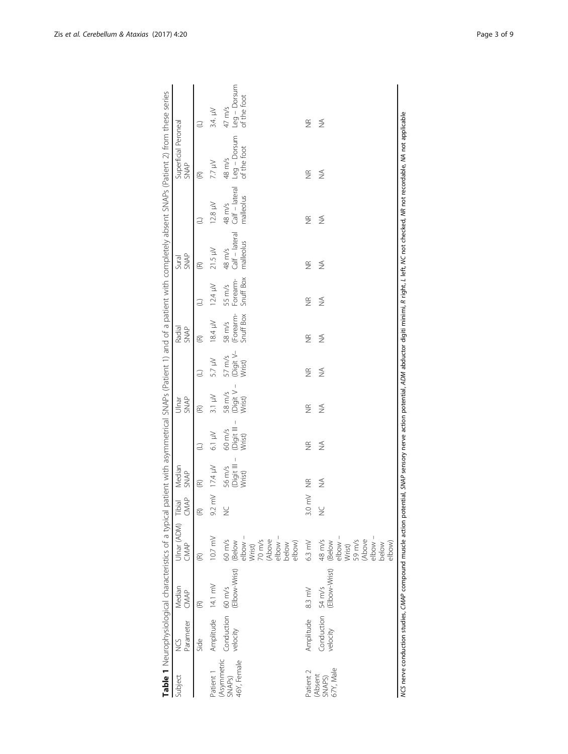**Table 1** Neurophysiological characteristics of a typical patient with asymmetrical SNAPs (Patient 1) and of a patient with completely absent SNAPs (Patient 2) from these series

| Subject | NCS Parameter | Median CMAP | Ulnar (ADM) CMAP | Tibial CMAP | Median SNAP | | Ulnar SNAP | | Radial SNAP | | Sural SNAP | | Superficial Peroneal SNAP | |
|---|---|---|---|---|---|---|---|---|---|---|---|---|---|---|
| | Side | (R) | (R) | (R) | (R) | (L) | (R) | (L) | (R) | (L) | (R) | (L) | (R) | (L) |
| Patient 1 (Asymmetric SNAPs) 46Y, Female | Amplitude | 14.1 mV | 10.7 mV | 9.2 mV | 17.4 μV | 6.1 μV | 3.1 μV | 5.7 μV | 18.4 μV | 12.4 μV | 21.5 μV | 12.8 μV | 7.7 μV | 3.4. μV |
| | Conduction velocity | 60 m/s (Elbow-Wrist) | 60 m/s (Below elbow – Wrist) 70 m/s (Above elbow – below elbow) | NC | 56 m/s (Digit III – Wrist) | 60 m/s (Digit III – Wrist) | 58 m/s (Digit V – Wrist) | 57 m/s (Digit V– Wrist) | 58 m/s (Forearm-Snuff Box | 55 m/s Forearm-Snuff Box | 48 m/s Calf – lateral malleolus | 48 m/s Calf – lateral malleolus | 48 m/s Leg – Dorsum of the foot | 47 m/s Leg – Dorsum of the foot |
| Patient 2 (Absent SNAPs) 67Y, Male | Amplitude | 8.3 mV | 6.3 mV | 3.0 mV | NR | NR | NR | NR | NR | NR | NR | NR | NR | NR |
| | Conduction velocity | 54 m/s (Elbow-Wrist) | 48 m/s (Below elbow – Wrist) 59 m/s (Above elbow – below elbow) | NC | NA | NA | NA | NA | NA | NA | NA | NA | NA | NA |

*NCS* nerve conduction studies, *CMAP* compound muscle action potential, *SNAP* sensory nerve action potential, *ADM* abductor digiti minimi, *R* right, *L* left, *NC* not checked, *NR* not recordable, *NA* not applicable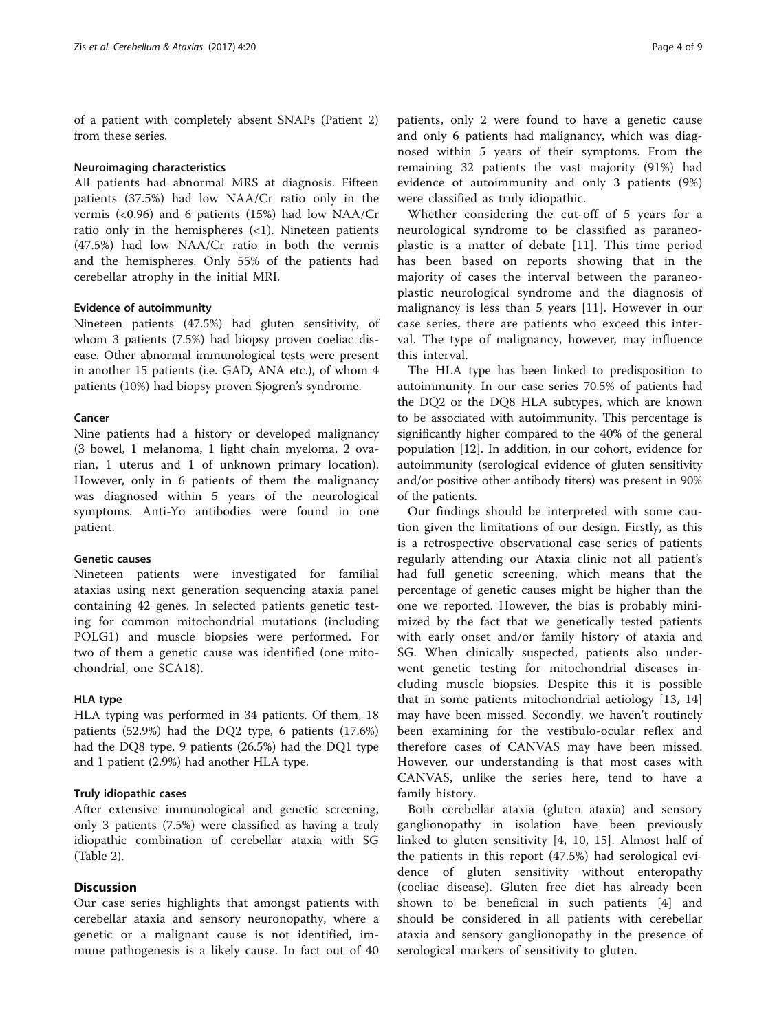of a patient with completely absent SNAPs (Patient 2) from these series.

#### Neuroimaging characteristics

All patients had abnormal MRS at diagnosis. Fifteen patients (37.5%) had low NAA/Cr ratio only in the vermis (<0.96) and 6 patients (15%) had low NAA/Cr ratio only in the hemispheres (<1). Nineteen patients (47.5%) had low NAA/Cr ratio in both the vermis and the hemispheres. Only 55% of the patients had cerebellar atrophy in the initial MRI.

#### Evidence of autoimmunity

Nineteen patients (47.5%) had gluten sensitivity, of whom 3 patients (7.5%) had biopsy proven coeliac disease. Other abnormal immunological tests were present in another 15 patients (i.e. GAD, ANA etc.), of whom 4 patients (10%) had biopsy proven Sjogren's syndrome.

#### Cancer

Nine patients had a history or developed malignancy (3 bowel, 1 melanoma, 1 light chain myeloma, 2 ovarian, 1 uterus and 1 of unknown primary location). However, only in 6 patients of them the malignancy was diagnosed within 5 years of the neurological symptoms. Anti-Yo antibodies were found in one patient.

#### Genetic causes

Nineteen patients were investigated for familial ataxias using next generation sequencing ataxia panel containing 42 genes. In selected patients genetic testing for common mitochondrial mutations (including POLG1) and muscle biopsies were performed. For two of them a genetic cause was identified (one mitochondrial, one SCA18).

#### HLA type

HLA typing was performed in 34 patients. Of them, 18 patients (52.9%) had the DQ2 type, 6 patients (17.6%) had the DQ8 type, 9 patients (26.5%) had the DQ1 type and 1 patient (2.9%) had another HLA type.

#### Truly idiopathic cases

After extensive immunological and genetic screening, only 3 patients (7.5%) were classified as having a truly idiopathic combination of cerebellar ataxia with SG (Table 2).

## Discussion

Our case series highlights that amongst patients with cerebellar ataxia and sensory neuronopathy, where a genetic or a malignant cause is not identified, immune pathogenesis is a likely cause. In fact out of 40 patients, only 2 were found to have a genetic cause and only 6 patients had malignancy, which was diagnosed within 5 years of their symptoms. From the remaining 32 patients the vast majority (91%) had evidence of autoimmunity and only 3 patients (9%) were classified as truly idiopathic.

Whether considering the cut-off of 5 years for a neurological syndrome to be classified as paraneoplastic is a matter of debate [11]. This time period has been based on reports showing that in the majority of cases the interval between the paraneoplastic neurological syndrome and the diagnosis of malignancy is less than 5 years [11]. However in our case series, there are patients who exceed this interval. The type of malignancy, however, may influence this interval.

The HLA type has been linked to predisposition to autoimmunity. In our case series 70.5% of patients had the DQ2 or the DQ8 HLA subtypes, which are known to be associated with autoimmunity. This percentage is significantly higher compared to the 40% of the general population [12]. In addition, in our cohort, evidence for autoimmunity (serological evidence of gluten sensitivity and/or positive other antibody titers) was present in 90% of the patients.

Our findings should be interpreted with some caution given the limitations of our design. Firstly, as this is a retrospective observational case series of patients regularly attending our Ataxia clinic not all patient's had full genetic screening, which means that the percentage of genetic causes might be higher than the one we reported. However, the bias is probably minimized by the fact that we genetically tested patients with early onset and/or family history of ataxia and SG. When clinically suspected, patients also underwent genetic testing for mitochondrial diseases including muscle biopsies. Despite this it is possible that in some patients mitochondrial aetiology [13, 14] may have been missed. Secondly, we haven't routinely been examining for the vestibulo-ocular reflex and therefore cases of CANVAS may have been missed. However, our understanding is that most cases with CANVAS, unlike the series here, tend to have a family history.

Both cerebellar ataxia (gluten ataxia) and sensory ganglionopathy in isolation have been previously linked to gluten sensitivity [4, 10, 15]. Almost half of the patients in this report (47.5%) had serological evidence of gluten sensitivity without enteropathy (coeliac disease). Gluten free diet has already been shown to be beneficial in such patients [4] and should be considered in all patients with cerebellar ataxia and sensory ganglionopathy in the presence of serological markers of sensitivity to gluten.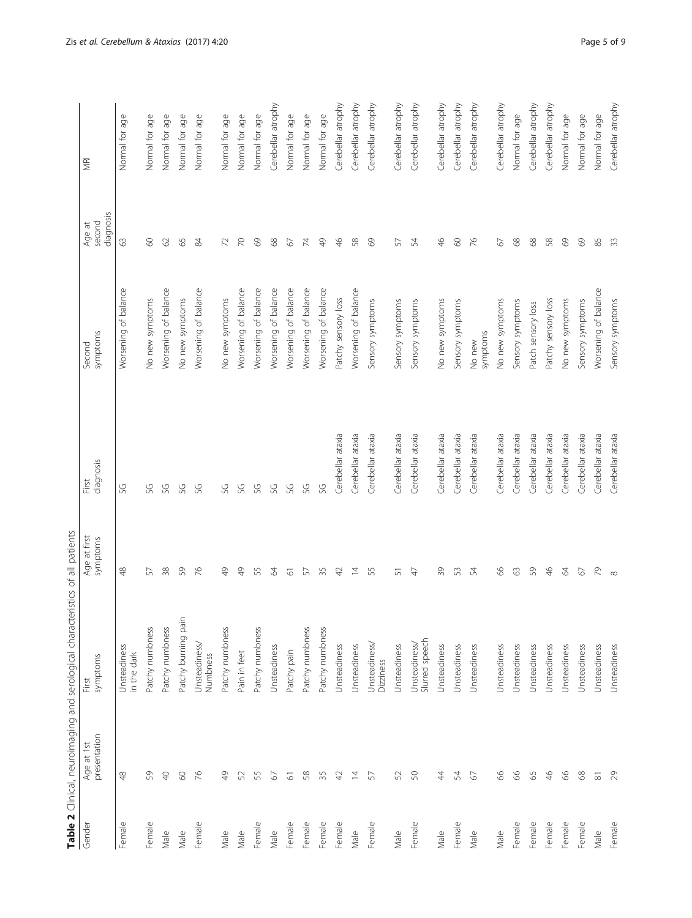**Table 2** Clinical, neuroimaging and serological characteristics of all patients

| Gender | Age at 1st presentation | First symptoms | Age at first symptoms | First diagnosis | Second symptoms | Age at second diagnosis | MRI |
|---|---|---|---|---|---|---|---|
| Female | 48 | Unsteadiness in the dark | 48 | SG | Worsening of balance | 63 | Normal for age |
| Female | 59 | Patchy numbness | 57 | SG | No new symptoms | 60 | Normal for age |
| Male | 40 | Patchy numbness | 38 | SG | Worsening of balance | 62 | Normal for age |
| Male | 60 | Patchy burning pain | 59 | SG | No new symptoms | 65 | Normal for age |
| Female | 76 | Unsteadiness/ Numbness | 76 | SG | Worsening of balance | 84 | Normal for age |
| Male | 49 | Patchy numbness | 49 | SG | No new symptoms | 72 | Normal for age |
| Male | 52 | Pain in feet | 49 | SG | Worsening of balance | 70 | Normal for age |
| Female | 55 | Patchy numbness | 55 | SG | Worsening of balance | 69 | Normal for age |
| Male | 67 | Unsteadiness | 64 | SG | Worsening of balance | 68 | Cerebellar atrophy |
| Female | 61 | Patchy pain | 61 | SG | Worsening of balance | 67 | Normal for age |
| Female | 58 | Patchy numbness | 57 | SG | Worsening of balance | 74 | Normal for age |
| Female | 35 | Patchy numbness | 35 | SG | Worsening of balance | 49 | Normal for age |
| Female | 42 | Unsteadiness | 42 | Cerebellar ataxia | Patchy sensory loss | 46 | Cerebellar atrophy |
| Male | 14 | Unsteadiness | 14 | Cerebellar ataxia | Worsening of balance | 58 | Cerebellar atrophy |
| Female | 57 | Unsteadiness/ Dizziness | 55 | Cerebellar ataxia | Sensory symptoms | 69 | Cerebellar atrophy |
| Male | 52 | Unsteadiness | 51 | Cerebellar ataxia | Sensory symptoms | 57 | Cerebellar atrophy |
| Female | 50 | Unsteadiness/ Slurred speech | 47 | Cerebellar ataxia | Sensory symptoms | 54 | Cerebellar atrophy |
| Male | 44 | Unsteadiness | 39 | Cerebellar ataxia | No new symptoms | 46 | Cerebellar atrophy |
| Female | 54 | Unsteadiness | 53 | Cerebellar ataxia | Sensory symptoms | 60 | Cerebellar atrophy |
| Male | 67 | Unsteadiness | 54 | Cerebellar ataxia | No new symptoms | 76 | Cerebellar atrophy |
| Male | 66 | Unsteadiness | 66 | Cerebellar ataxia | No new symptoms | 67 | Cerebellar atrophy |
| Female | 66 | Unsteadiness | 63 | Cerebellar ataxia | Sensory symptoms | 68 | Normal for age |
| Female | 65 | Unsteadiness | 59 | Cerebellar ataxia | Patch sensory loss | 68 | Cerebellar atrophy |
| Female | 46 | Unsteadiness | 46 | Cerebellar ataxia | Patchy sensory loss | 58 | Cerebellar atrophy |
| Female | 66 | Unsteadiness | 64 | Cerebellar ataxia | No new symptoms | 69 | Normal for age |
| Female | 68 | Unsteadiness | 67 | Cerebellar ataxia | Sensory symptoms | 69 | Normal for age |
| Male | 81 | Unsteadiness | 79 | Cerebellar ataxia | Worsening of balance | 85 | Normal for age |
| Female | 29 | Unsteadiness | 8 | Cerebellar ataxia | Sensory symptoms | 33 | Cerebellar atrophy |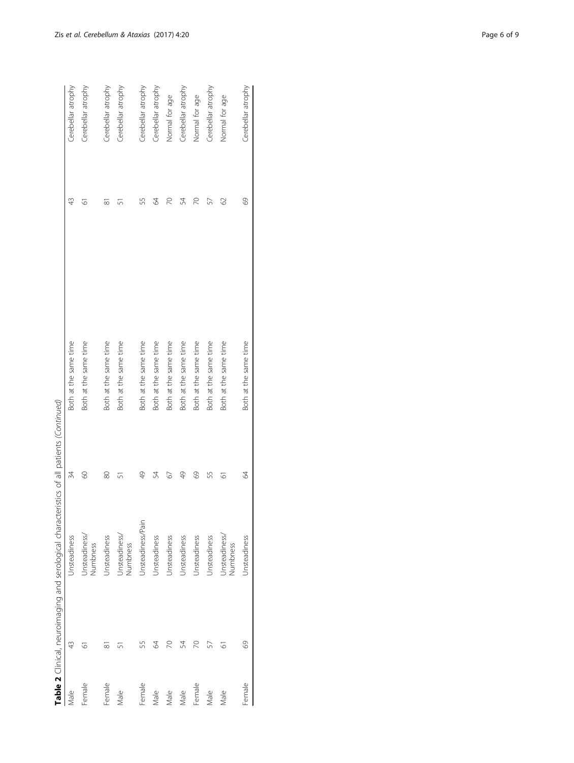**Table 2** Clinical, neuroimaging and serological characteristics of all patients (*Continued*)

| | | | | | | |
|---|---|---|---|---|---|---|
| Male | 43 | Unsteadiness | 34 | Both at the same time | 43 | Cerebellar atrophy |
| Female | 61 | Unsteadiness/ Numbness | 60 | Both at the same time | 61 | Cerebellar atrophy |
| Female | 81 | Unsteadiness | 80 | Both at the same time | 81 | Cerebellar atrophy |
| Male | 51 | Unsteadiness/ Numbness | 51 | Both at the same time | 51 | Cerebellar atrophy |
| Female | 55 | Unsteadiness/Pain | 49 | Both at the same time | 55 | Cerebellar atrophy |
| Male | 64 | Unsteadiness | 54 | Both at the same time | 64 | Cerebellar atrophy |
| Male | 70 | Unsteadiness | 67 | Both at the same time | 70 | Normal for age |
| Male | 54 | Unsteadiness | 49 | Both at the same time | 54 | Cerebellar atrophy |
| Female | 70 | Unsteadiness | 69 | Both at the same time | 70 | Normal for age |
| Male | 57 | Unsteadiness | 55 | Both at the same time | 57 | Cerebellar atrophy |
| Male | 61 | Unsteadiness/ Numbness | 61 | Both at the same time | 62 | Normal for age |
| Female | 69 | Unsteadiness | 64 | Both at the same time | 69 | Cerebellar atrophy |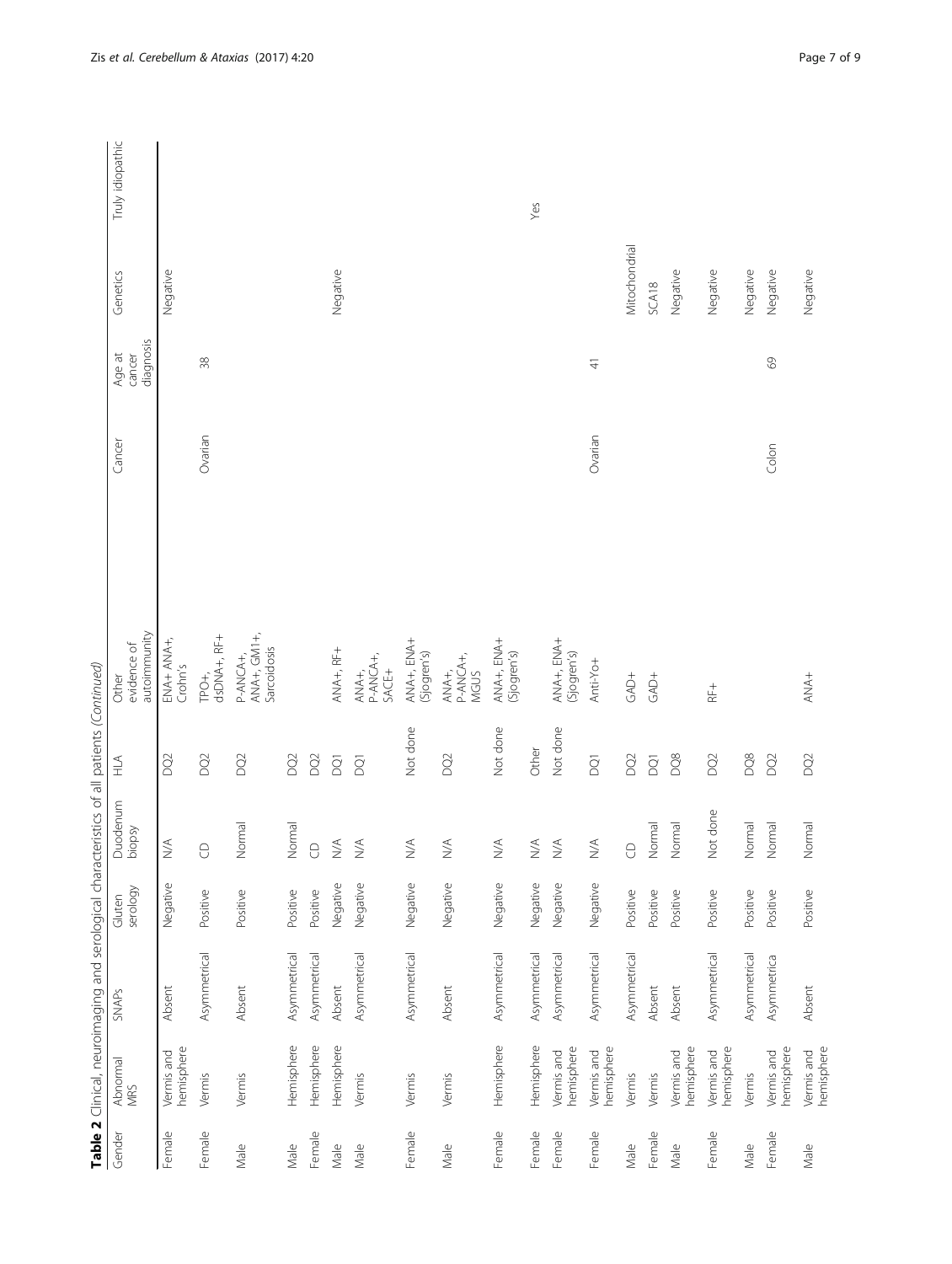**Table 2** Clinical, neuroimaging and serological characteristics of all patients *(Continued)*

| Gender | Abnormal MRS | SNAPs | Gluten serology | Duodenum biopsy | HLA | Other evidence of autoimmunity | Cancer | Age at cancer diagnosis | Genetics | Truly idiopathic |
|---|---|---|---|---|---|---|---|---|---|---|
| Female | Vermis and hemisphere | Absent | Negative | N/A | DQ2 | ENA+ ANA+, Crohn's | | | Negative | |
| Female | Vermis | Asymmetrical | Positive | CD | DQ2 | TPO+, dsDNA+, RF+ | Ovarian | 38 | | |
| Male | Vermis | Absent | Positive | Normal | DQ2 | P-ANCA+, ANA+, GM1+, Sarcoidosis | | | | |
| Male | Hemisphere | Asymmetrical | Positive | Normal | DQ2 | | | | | |
| Female | Hemisphere | Asymmetrical | Positive | CD | DQ2 | | | | | |
| Male | Hemisphere | Absent | Negative | N/A | DQ1 | ANA+, RF+ | | | Negative | |
| Male | Vermis | Asymmetrical | Negative | N/A | DQ1 | ANA+, P-ANCA+, SACE+ | | | | |
| Female | Vermis | Asymmetrical | Negative | N/A | Not done | ANA+, ENA+ (Sjogren's) | | | | |
| Male | Vermis | Absent | Negative | N/A | DQ2 | ANA+, P-ANCA+, MGUS | | | | |
| Female | Hemisphere | Asymmetrical | Negative | N/A | Not done | ANA+, ENA+ (Sjogren's) | | | | |
| Female | Hemisphere | Asymmetrical | Negative | N/A | Other | | | | | Yes |
| Female | Vermis and hemisphere | Asymmetrical | Negative | N/A | Not done | ANA+, ENA+ (Sjogren's) | | | | |
| Female | Vermis and hemisphere | Asymmetrical | Negative | N/A | DQ1 | Anti-Yo+ | Ovarian | 41 | | |
| Male | Vermis | Asymmetrical | Positive | CD | DQ2 | GAD+ | | | Mitochondrial | |
| Female | Vermis | Absent | Positive | Normal | DQ1 | GAD+ | | | SCA18 | |
| Male | Vermis and hemisphere | Absent | Positive | Normal | DQ8 | | | | Negative | |
| Female | Vermis and hemisphere | Asymmetrical | Positive | Not done | DQ2 | RF+ | | | Negative | |
| Male | Vermis | Asymmetrical | Positive | Normal | DQ8 | | | | Negative | |
| Female | Vermis and hemisphere | Asymmetrica | Positive | Normal | DQ2 | | Colon | 69 | Negative | |
| Male | Vermis and hemisphere | Absent | Positive | Normal | DQ2 | ANA+ | | | Negative | |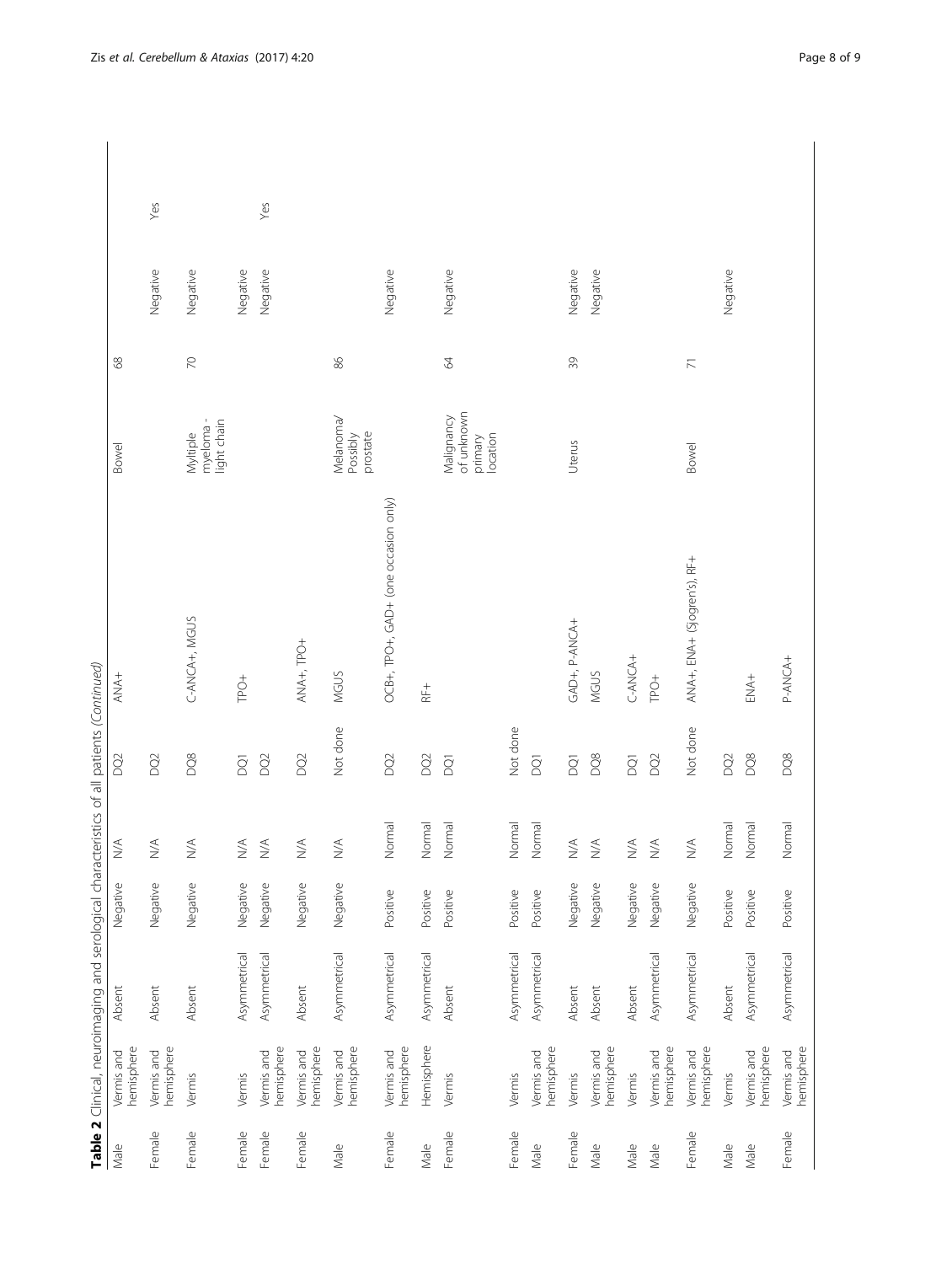**Table 2** Clinical, neuroimaging and serological characteristics of all patients (Continued)

| | | | | | | | | | | |
|---|---|---|---|---|---|---|---|---|---|---|
| Male | Vermis and hemisphere | Absent | Negative | N/A | DQ2 | ANA+ | Bowel | 68 | | |
| Female | Vermis and hemisphere | Absent | Negative | N/A | DQ2 | | | | Negative | Yes |
| Female | Vermis | Absent | Negative | N/A | DQ8 | C-ANCA+, MGUS | Myltiple myeloma - light chain | 70 | Negative | |
| Female | Vermis | Asymmetrical | Negative | N/A | DQ1 | TPO+ | | | Negative | |
| Female | Vermis and hemisphere | Asymmetrical | Negative | N/A | DQ2 | | | | Negative | Yes |
| Female | Vermis and hemisphere | Absent | Negative | N/A | DQ2 | ANA+, TPO+ | | | | |
| Male | Vermis and hemisphere | Asymmetrical | Negative | N/A | Not done | MGUS | Melanoma/ Possibly prostate | 86 | | |
| Female | Vermis and hemisphere | Asymmetrical | Positive | Normal | DQ2 | OCB+, TPO+, GAD+ (one occasion only) | | | Negative | |
| Male | Hemisphere | Asymmetrical | Positive | Normal | DQ2 | RF+ | | | | |
| Female | Vermis | Absent | Positive | Normal | DQ1 | | Malignancy of unknown primary location | 64 | Negative | |
| Female | Vermis | Asymmetrical | Positive | Normal | Not done | | | | | |
| Male | Vermis and hemisphere | Asymmetrical | Positive | Normal | DQ1 | | | | | |
| Female | Vermis | Absent | Negative | N/A | DQ1 | GAD+, P-ANCA+ | Uterus | 39 | Negative | |
| Male | Vermis and hemisphere | Absent | Negative | N/A | DQ8 | MGUS | | | Negative | |
| Male | Vermis | Absent | Negative | N/A | DQ1 | C-ANCA+ | | | | |
| Male | Vermis and hemisphere | Asymmetrical | Negative | N/A | DQ2 | TPO+ | | | | |
| Female | Vermis and hemisphere | Asymmetrical | Negative | N/A | Not done | ANA+, ENA+ (Sjogren's), RF+ | Bowel | 71 | | |
| Male | Vermis | Absent | Positive | Normal | DQ2 | | | | Negative | |
| Male | Vermis and hemisphere | Asymmetrical | Positive | Normal | DQ8 | ENA+ | | | | |
| Female | Vermis and hemisphere | Asymmetrical | Positive | Normal | DQ8 | P-ANCA+ | | | | |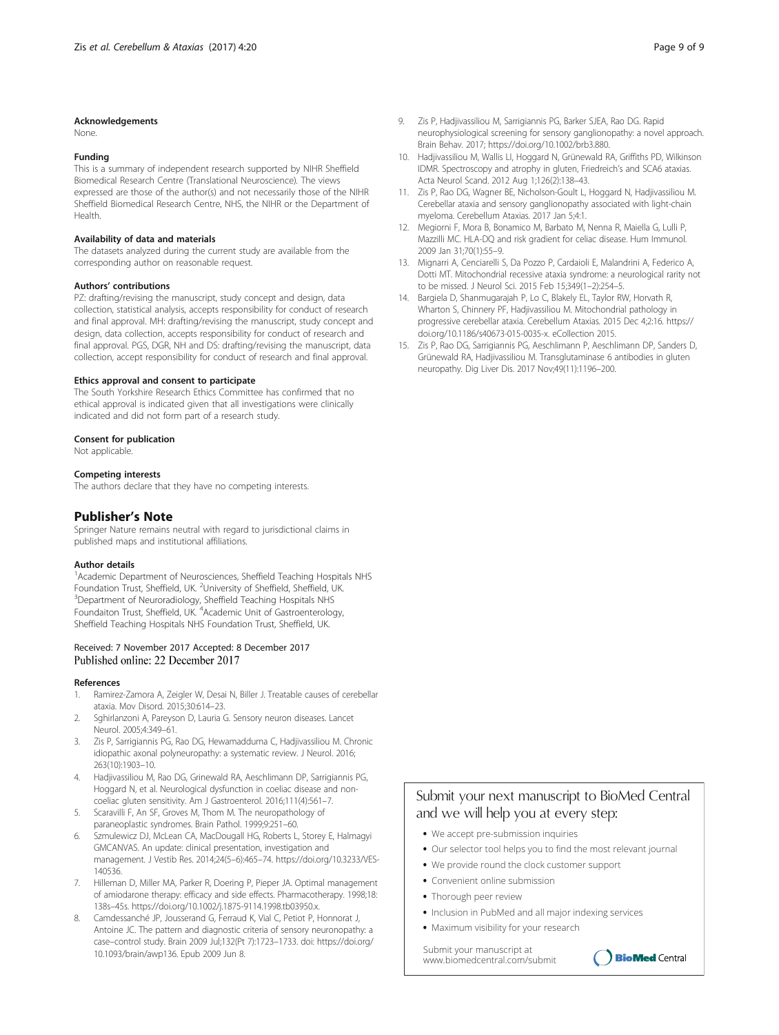### Acknowledgements

None.

### Funding

This is a summary of independent research supported by NIHR Sheffield Biomedical Research Centre (Translational Neuroscience). The views expressed are those of the author(s) and not necessarily those of the NIHR Sheffield Biomedical Research Centre, NHS, the NIHR or the Department of Health.

### Availability of data and materials

The datasets analyzed during the current study are available from the corresponding author on reasonable request.

### Authors' contributions

PZ: drafting/revising the manuscript, study concept and design, data collection, statistical analysis, accepts responsibility for conduct of research and final approval. MH: drafting/revising the manuscript, study concept and design, data collection, accepts responsibility for conduct of research and final approval. PGS, DGR, NH and DS: drafting/revising the manuscript, data collection, accept responsibility for conduct of research and final approval.

### Ethics approval and consent to participate

The South Yorkshire Research Ethics Committee has confirmed that no ethical approval is indicated given that all investigations were clinically indicated and did not form part of a research study.

### Consent for publication

Not applicable.

### Competing interests

The authors declare that they have no competing interests.

## Publisher's Note

Springer Nature remains neutral with regard to jurisdictional claims in published maps and institutional affiliations.

### Author details

[1]Academic Department of Neurosciences, Sheffield Teaching Hospitals NHS Foundation Trust, Sheffield, UK. [2]University of Sheffield, Sheffield, UK. [3]Department of Neuroradiology, Sheffield Teaching Hospitals NHS Foundaiton Trust, Sheffield, UK. [4]Academic Unit of Gastroenterology, Sheffield Teaching Hospitals NHS Foundation Trust, Sheffield, UK.

Received: 7 November 2017 Accepted: 8 December 2017
Published online: 22 December 2017

### References

1. Ramirez-Zamora A, Zeigler W, Desai N, Biller J. Treatable causes of cerebellar ataxia. Mov Disord. 2015;30:614–23.
2. Sghirlanzoni A, Pareyson D, Lauria G. Sensory neuron diseases. Lancet Neurol. 2005;4:349–61.
3. Zis P, Sarrigiannis PG, Rao DG, Hewamadduma C, Hadjivassiliou M. Chronic idiopathic axonal polyneuropathy: a systematic review. J Neurol. 2016; 263(10):1903–10.
4. Hadjivassiliou M, Rao DG, Grinewald RA, Aeschlimann DP, Sarrigiannis PG, Hoggard N, et al. Neurological dysfunction in coeliac disease and non-coeliac gluten sensitivity. Am J Gastroenterol. 2016;111(4):561–7.
5. Scaravilli F, An SF, Groves M, Thom M. The neuropathology of paraneoplastic syndromes. Brain Pathol. 1999;9:251–60.
6. Szmulewicz DJ, McLean CA, MacDougall HG, Roberts L, Storey E, Halmagyi GMCANVAS. An update: clinical presentation, investigation and management. J Vestib Res. 2014;24(5–6):465–74. https://doi.org/10.3233/VES-140536.
7. Hilleman D, Miller MA, Parker R, Doering P, Pieper JA. Optimal management of amiodarone therapy: efficacy and side effects. Pharmacotherapy. 1998;18: 138s–45s. https://doi.org/10.1002/j.1875-9114.1998.tb03950.x.
8. Camdessanché JP, Jousserand G, Ferraud K, Vial C, Petiot P, Honnorat J, Antoine JC. The pattern and diagnostic criteria of sensory neuronopathy: a case–control study. Brain 2009 Jul;132(Pt 7):1723–1733. doi: https://doi.org/10.1093/brain/awp136. Epub 2009 Jun 8.
9. Zis P, Hadjivassiliou M, Sarrigiannis PG, Barker SJEA, Rao DG. Rapid neurophysiological screening for sensory ganglionopathy: a novel approach. Brain Behav. 2017; https://doi.org/10.1002/brb3.880.
10. Hadjivassiliou M, Wallis LI, Hoggard N, Grünewald RA, Griffiths PD, Wilkinson IDMR. Spectroscopy and atrophy in gluten, Friedreich's and SCA6 ataxias. Acta Neurol Scand. 2012 Aug 1;126(2):138–43.
11. Zis P, Rao DG, Wagner BE, Nicholson-Goult L, Hoggard N, Hadjivassiliou M. Cerebellar ataxia and sensory ganglionopathy associated with light-chain myeloma. Cerebellum Ataxias. 2017 Jan 5;4:1.
12. Megiorni F, Mora B, Bonamico M, Barbato M, Nenna R, Maiella G, Lulli P, Mazzilli MC. HLA-DQ and risk gradient for celiac disease. Hum Immunol. 2009 Jan 31;70(1):55–9.
13. Mignarri A, Cenciarelli S, Da Pozzo P, Cardaioli E, Malandrini A, Federico A, Dotti MT. Mitochondrial recessive ataxia syndrome: a neurological rarity not to be missed. J Neurol Sci. 2015 Feb 15;349(1–2):254–5.
14. Bargiela D, Shanmugarajah P, Lo C, Blakely EL, Taylor RW, Horvath R, Wharton S, Chinnery PF, Hadjivassiliou M. Mitochondrial pathology in progressive cerebellar ataxia. Cerebellum Ataxias. 2015 Dec 4;2:16. https://doi.org/10.1186/s40673-015-0035-x. eCollection 2015.
15. Zis P, Rao DG, Sarrigiannis PG, Aeschlimann P, Aeschlimann DP, Sanders D, Grünewald RA, Hadjivassiliou M. Transglutaminase 6 antibodies in gluten neuropathy. Dig Liver Dis. 2017 Nov;49(11):1196–200.

Submit your next manuscript to BioMed Central and we will help you at every step:

- We accept pre-submission inquiries
- Our selector tool helps you to find the most relevant journal
- We provide round the clock customer support
- Convenient online submission
- Thorough peer review
- Inclusion in PubMed and all major indexing services
- Maximum visibility for your research

Submit your manuscript at www.biomedcentral.com/submit

BioMed Central